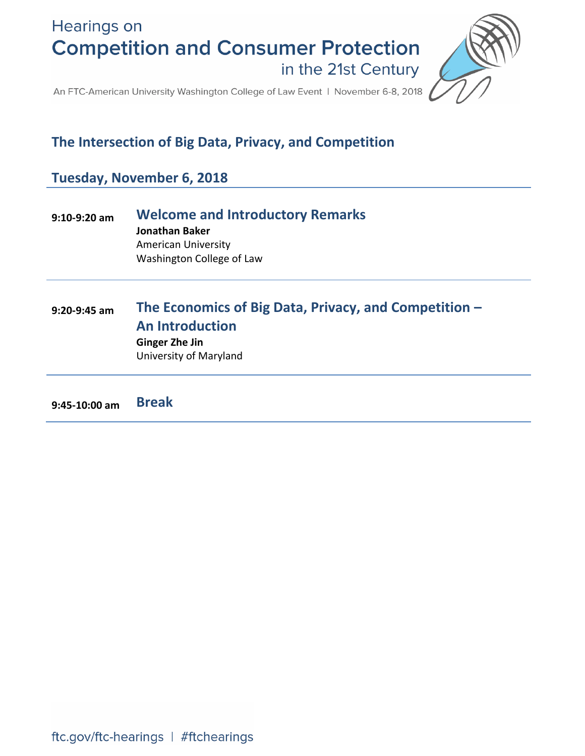Hearings on

# Competition and Consumer Protection

in the 21st Century

An FTC-American University Washington College of Law Event | November 6-8, 2018

## The Intersection of Big Data, Privacy, and Competition

## Tuesday, November 6, 2018

---

**9:10-9:20 am**

### Welcome and Introductory Remarks

**Jonathan Baker**
American University
Washington College of Law

---

**9:20-9:45 am**

### The Economics of Big Data, Privacy, and Competition – An Introduction

**Ginger Zhe Jin**
University of Maryland

---

**9:45-10:00 am**

### Break

---

ftc.gov/ftc-hearings | #ftchearings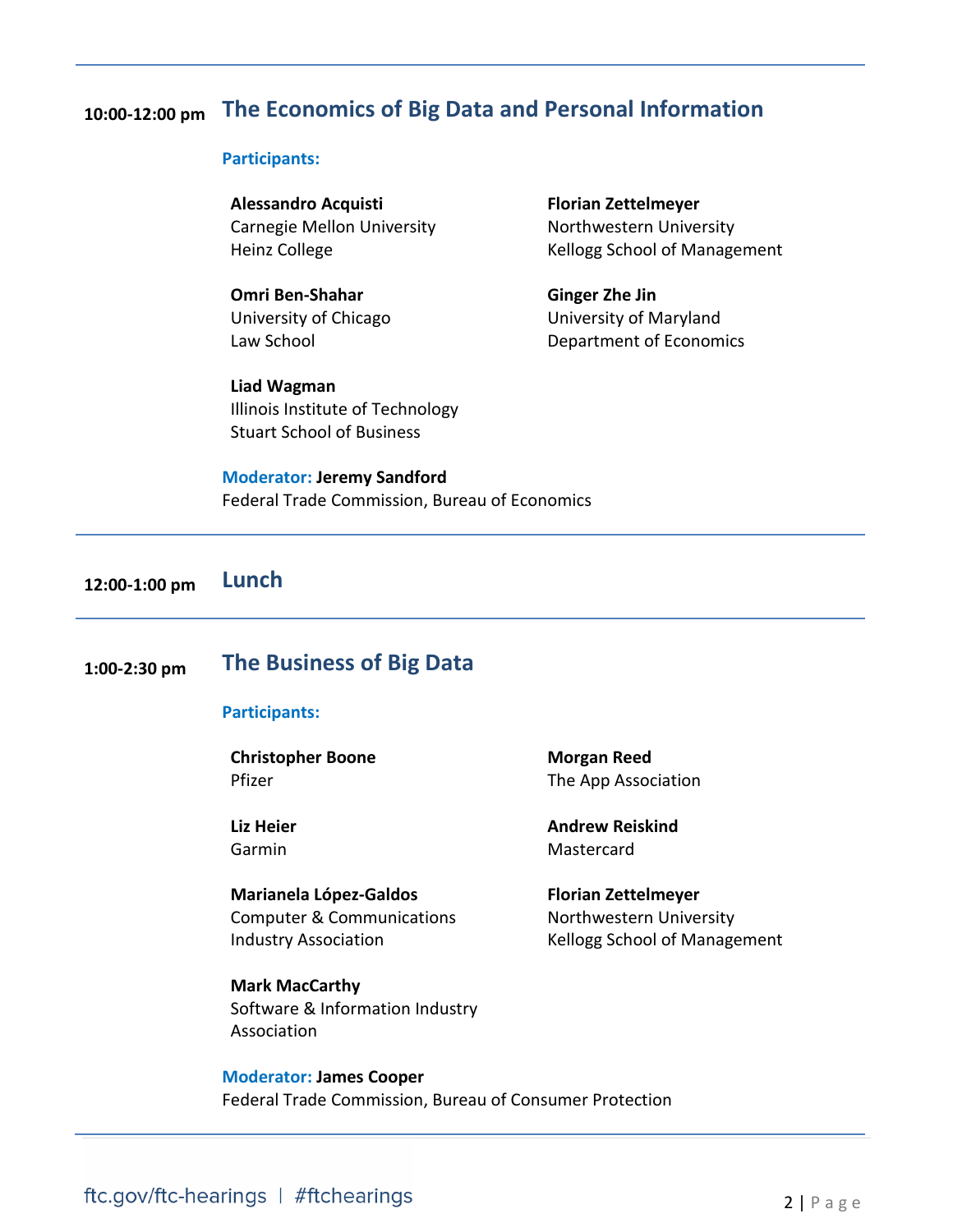## 10:00-12:00 pm The Economics of Big Data and Personal Information

**Participants:**

**Alessandro Acquisti**
Carnegie Mellon University
Heinz College

**Omri Ben-Shahar**
University of Chicago
Law School

**Liad Wagman**
Illinois Institute of Technology
Stuart School of Business

**Florian Zettelmeyer**
Northwestern University
Kellogg School of Management

**Ginger Zhe Jin**
University of Maryland
Department of Economics

**Moderator:** **Jeremy Sandford**
Federal Trade Commission, Bureau of Economics

## 12:00-1:00 pm Lunch

## 1:00-2:30 pm The Business of Big Data

**Participants:**

**Christopher Boone**
Pfizer

**Liz Heier**
Garmin

**Marianela López-Galdos**
Computer & Communications Industry Association

**Mark MacCarthy**
Software & Information Industry Association

**Morgan Reed**
The App Association

**Andrew Reiskind**
Mastercard

**Florian Zettelmeyer**
Northwestern University
Kellogg School of Management

**Moderator:** **James Cooper**
Federal Trade Commission, Bureau of Consumer Protection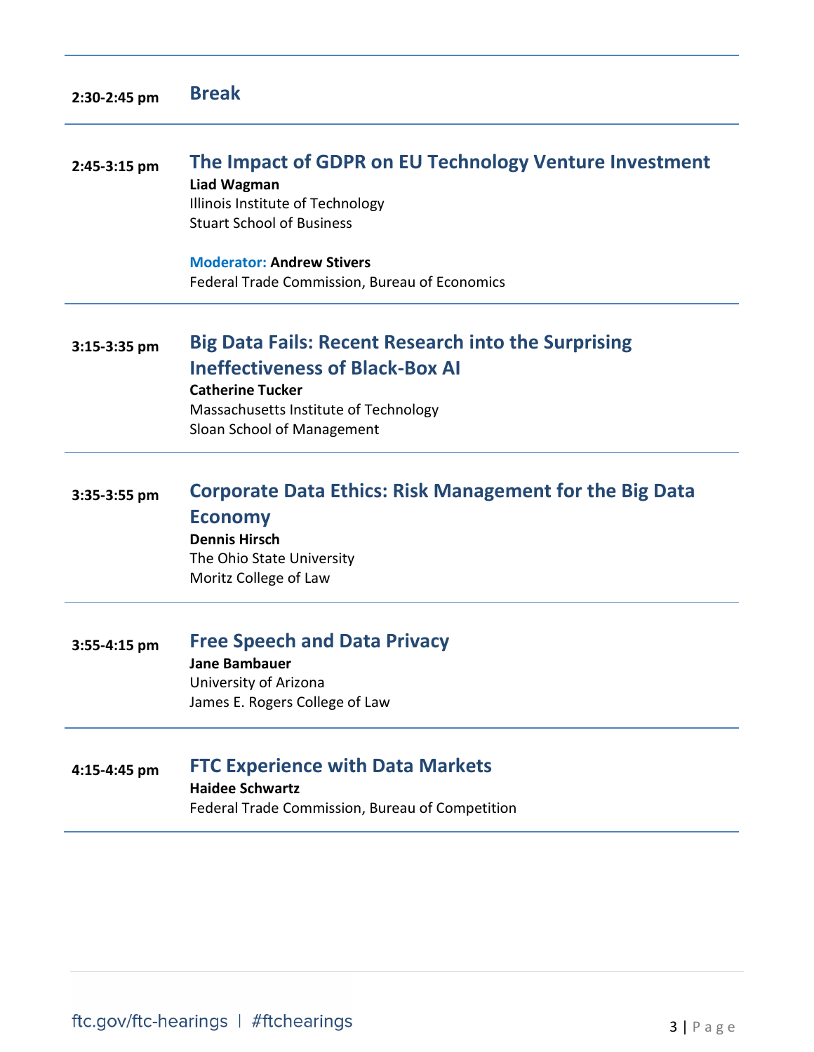**2:30-2:45 pm** **Break**

---

**2:45-3:15 pm**

### The Impact of GDPR on EU Technology Venture Investment

**Liad Wagman**
Illinois Institute of Technology
Stuart School of Business

**Moderator: Andrew Stivers**
Federal Trade Commission, Bureau of Economics

---

**3:15-3:35 pm**

### Big Data Fails: Recent Research into the Surprising Ineffectiveness of Black-Box AI

**Catherine Tucker**
Massachusetts Institute of Technology
Sloan School of Management

---

**3:35-3:55 pm**

### Corporate Data Ethics: Risk Management for the Big Data Economy

**Dennis Hirsch**
The Ohio State University
Moritz College of Law

---

**3:55-4:15 pm**

### Free Speech and Data Privacy

**Jane Bambauer**
University of Arizona
James E. Rogers College of Law

---

**4:15-4:45 pm**

### FTC Experience with Data Markets

**Haidee Schwartz**
Federal Trade Commission, Bureau of Competition

---

ftc.gov/ftc-hearings | #ftchearings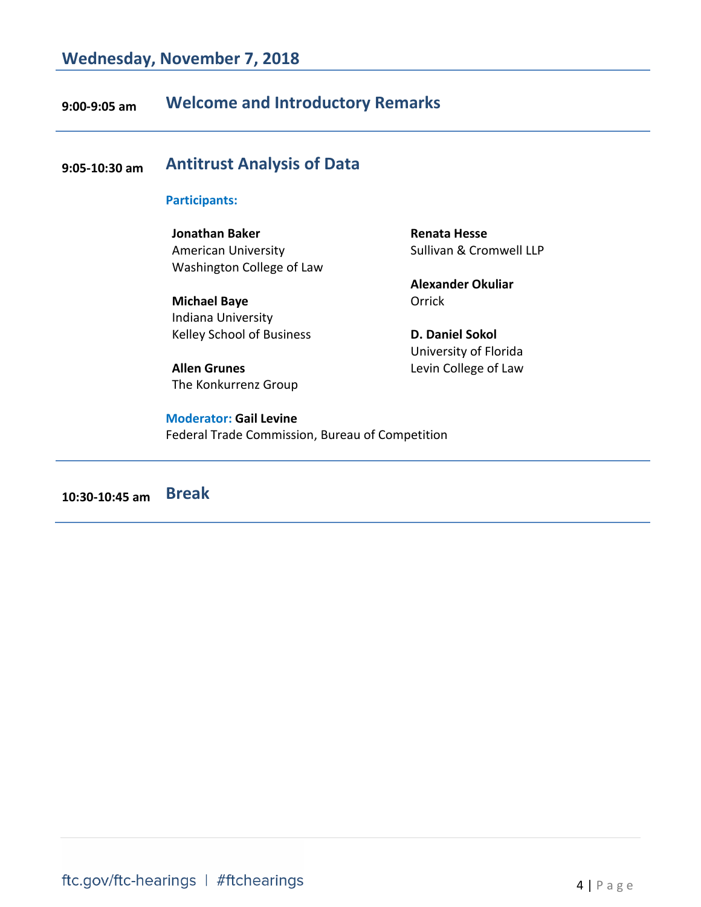## Wednesday, November 7, 2018

**9:00-9:05 am** — **Welcome and Introductory Remarks**

---

**9:05-10:30 am** — **Antitrust Analysis of Data**

**Participants:**

**Jonathan Baker**
American University
Washington College of Law

**Michael Baye**
Indiana University
Kelley School of Business

**Allen Grunes**
The Konkurrenz Group

**Renata Hesse**
Sullivan & Cromwell LLP

**Alexander Okuliar**
Orrick

**D. Daniel Sokol**
University of Florida
Levin College of Law

**Moderator:** **Gail Levine**
Federal Trade Commission, Bureau of Competition

---

**10:30-10:45 am** — **Break**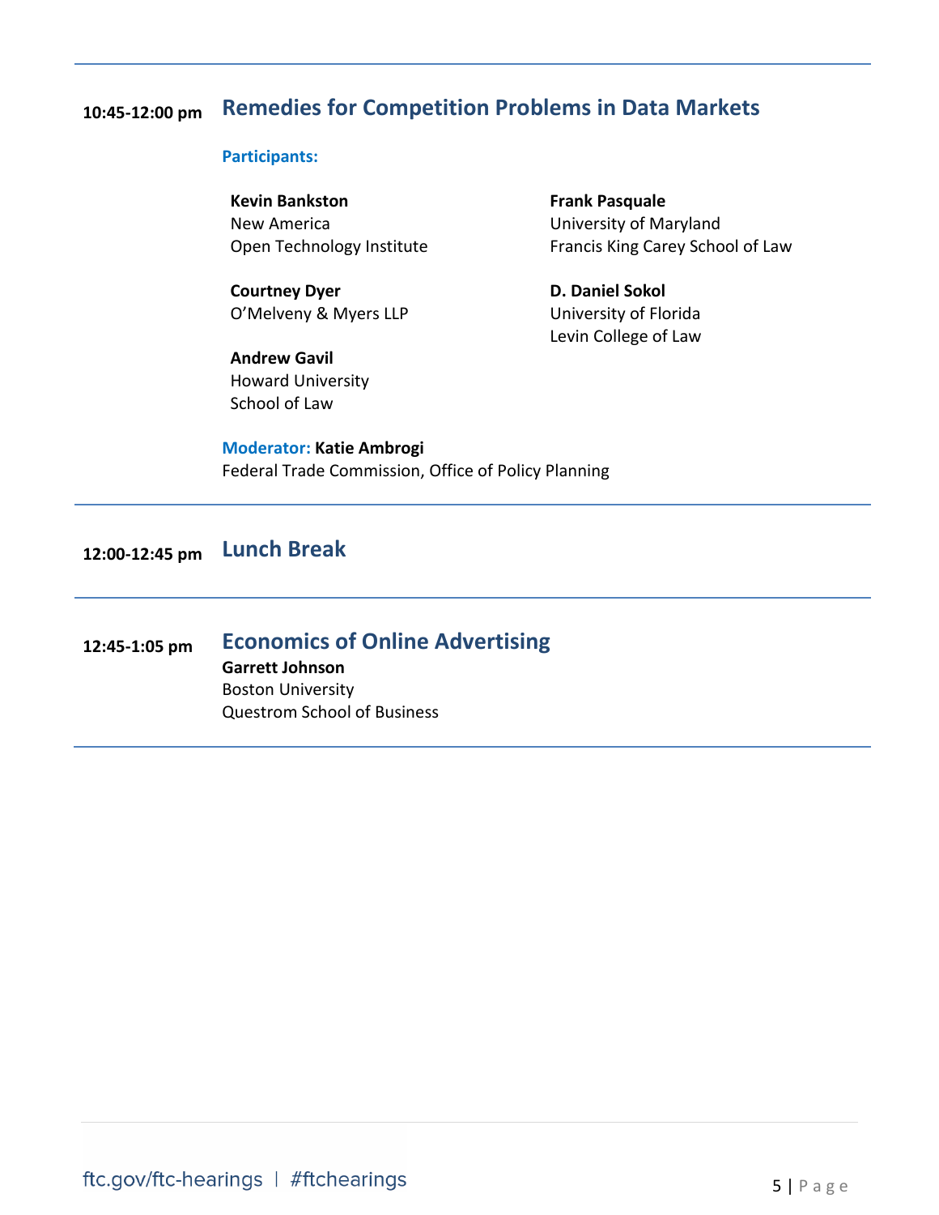## 10:45-12:00 pm Remedies for Competition Problems in Data Markets

**Participants:**

**Kevin Bankston**
New America
Open Technology Institute

**Courtney Dyer**
O'Melveny & Myers LLP

**Andrew Gavil**
Howard University
School of Law

**Frank Pasquale**
University of Maryland
Francis King Carey School of Law

**D. Daniel Sokol**
University of Florida
Levin College of Law

**Moderator: Katie Ambrogi**
Federal Trade Commission, Office of Policy Planning

---

## 12:00-12:45 pm Lunch Break

---

## 12:45-1:05 pm Economics of Online Advertising

**Garrett Johnson**
Boston University
Questrom School of Business

---

ftc.gov/ftc-hearings | #ftchearings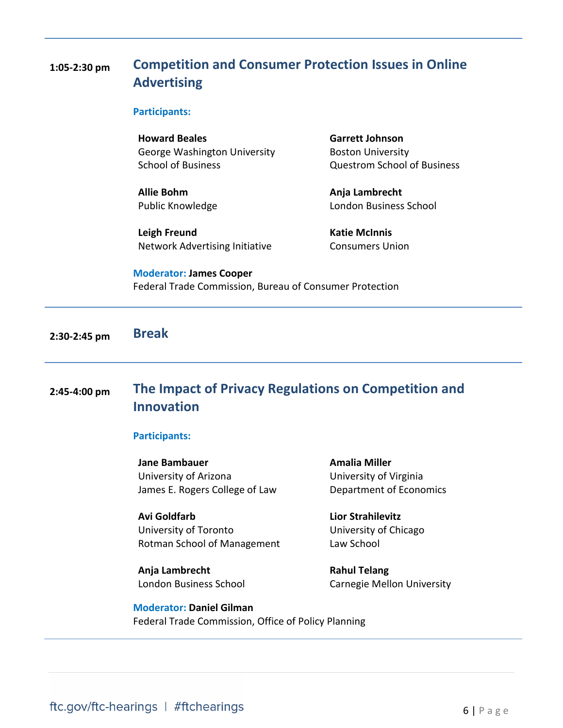**1:05-2:30 pm**

## Competition and Consumer Protection Issues in Online Advertising

**Participants:**

**Howard Beales**
George Washington University
School of Business

**Allie Bohm**
Public Knowledge

**Leigh Freund**
Network Advertising Initiative

**Garrett Johnson**
Boston University
Questrom School of Business

**Anja Lambrecht**
London Business School

**Katie McInnis**
Consumers Union

**Moderator:** **James Cooper**
Federal Trade Commission, Bureau of Consumer Protection

---

**2:30-2:45 pm**

## Break

---

**2:45-4:00 pm**

## The Impact of Privacy Regulations on Competition and Innovation

**Participants:**

**Jane Bambauer**
University of Arizona
James E. Rogers College of Law

**Avi Goldfarb**
University of Toronto
Rotman School of Management

**Anja Lambrecht**
London Business School

**Amalia Miller**
University of Virginia
Department of Economics

**Lior Strahilevitz**
University of Chicago
Law School

**Rahul Telang**
Carnegie Mellon University

**Moderator:** **Daniel Gilman**
Federal Trade Commission, Office of Policy Planning

---

ftc.gov/ftc-hearings | #ftchearings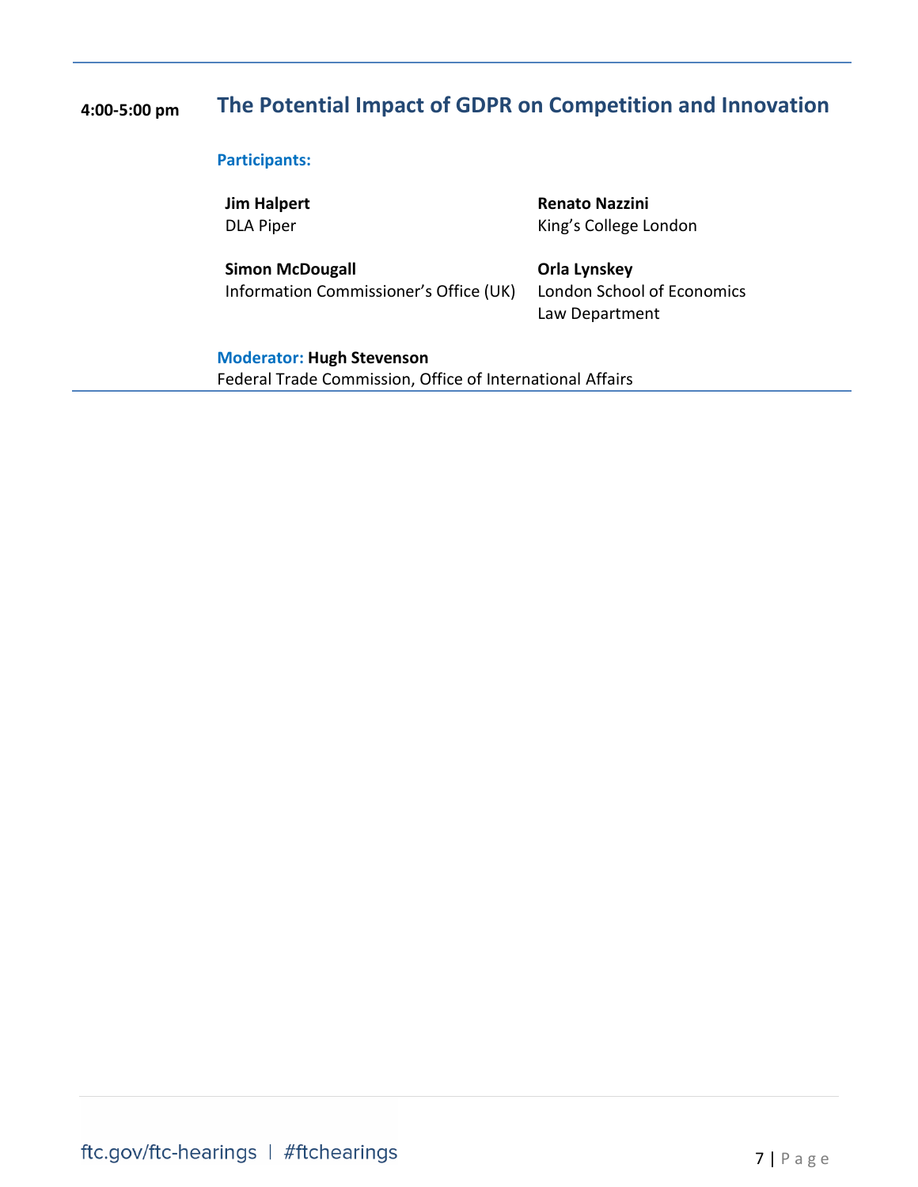**4:00-5:00 pm**

## The Potential Impact of GDPR on Competition and Innovation

**Participants:**

**Jim Halpert**
DLA Piper

**Renato Nazzini**
King's College London

**Simon McDougall**
Information Commissioner's Office (UK)

**Orla Lynskey**
London School of Economics
Law Department

**Moderator: Hugh Stevenson**
Federal Trade Commission, Office of International Affairs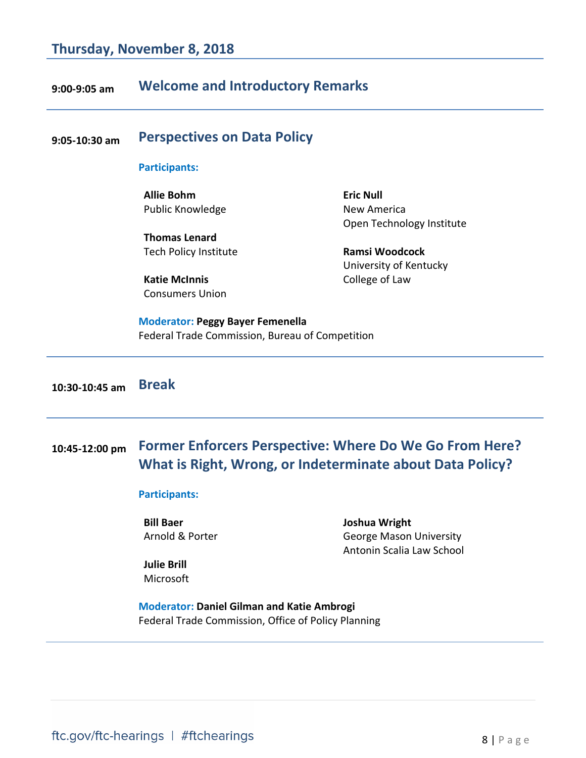## Thursday, November 8, 2018

**9:00-9:05 am** **Welcome and Introductory Remarks**

---

**9:05-10:30 am** **Perspectives on Data Policy**

**Participants:**

**Allie Bohm**
Public Knowledge

**Thomas Lenard**
Tech Policy Institute

**Katie McInnis**
Consumers Union

**Eric Null**
New America
Open Technology Institute

**Ramsi Woodcock**
University of Kentucky
College of Law

**Moderator:** **Peggy Bayer Femenella**
Federal Trade Commission, Bureau of Competition

---

**10:30-10:45 am** **Break**

---

**10:45-12:00 pm** **Former Enforcers Perspective: Where Do We Go From Here? What is Right, Wrong, or Indeterminate about Data Policy?**

**Participants:**

**Bill Baer**
Arnold & Porter

**Julie Brill**
Microsoft

**Joshua Wright**
George Mason University
Antonin Scalia Law School

**Moderator:** **Daniel Gilman and Katie Ambrogi**
Federal Trade Commission, Office of Policy Planning

---